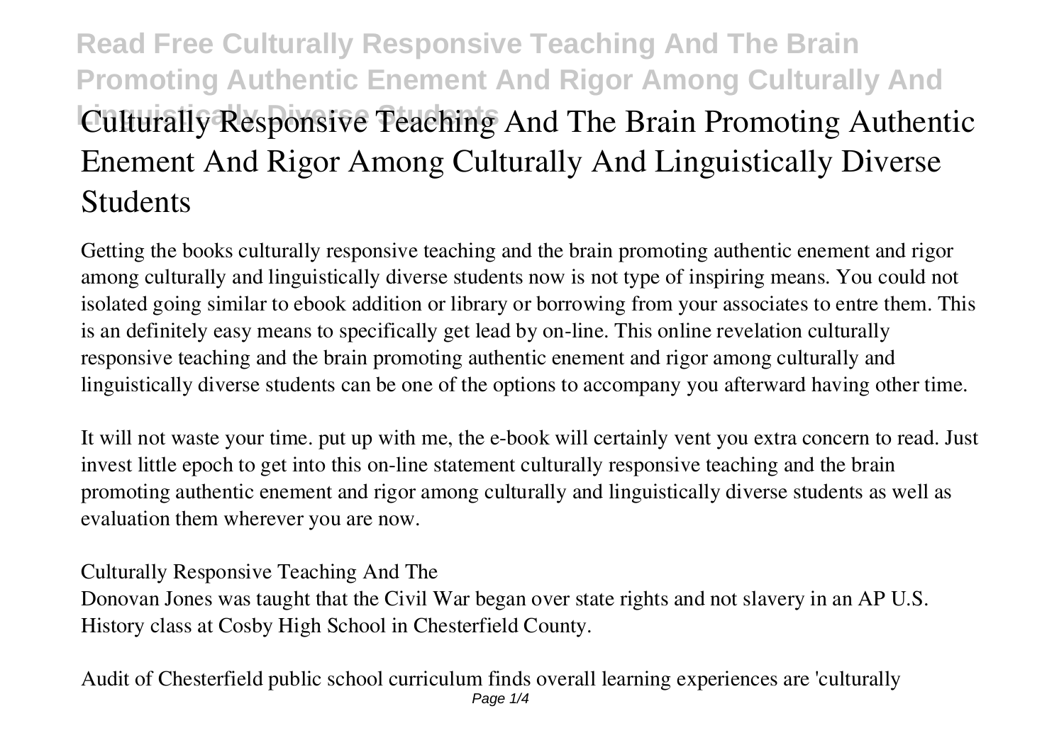# Culturally Responsive Teaching And The Brain Promoting Authentic Enement And Rigor Among Culturally And Linguistically Diverse Students

Getting the books culturally responsive teaching and the brain promoting authentic enement and rigor among culturally and linguistically diverse students now is not type of inspiring means. You could not isolated going similar to ebook addition or library or borrowing from your associates to entre them. This is an definitely easy means to specifically get lead by on-line. This online revelation culturally responsive teaching and the brain promoting authentic enement and rigor among culturally and linguistically diverse students can be one of the options to accompany you afterward having other time.

It will not waste your time. put up with me, the e-book will certainly vent you extra concern to read. Just invest little epoch to get into this on-line statement culturally responsive teaching and the brain promoting authentic enement and rigor among culturally and linguistically diverse students as well as evaluation them wherever you are now.

**Culturally Responsive Teaching And The**

Donovan Jones was taught that the Civil War began over state rights and not slavery in an AP U.S. History class at Cosby High School in Chesterfield County.

**Audit of Chesterfield public school curriculum finds overall learning experiences are 'culturally**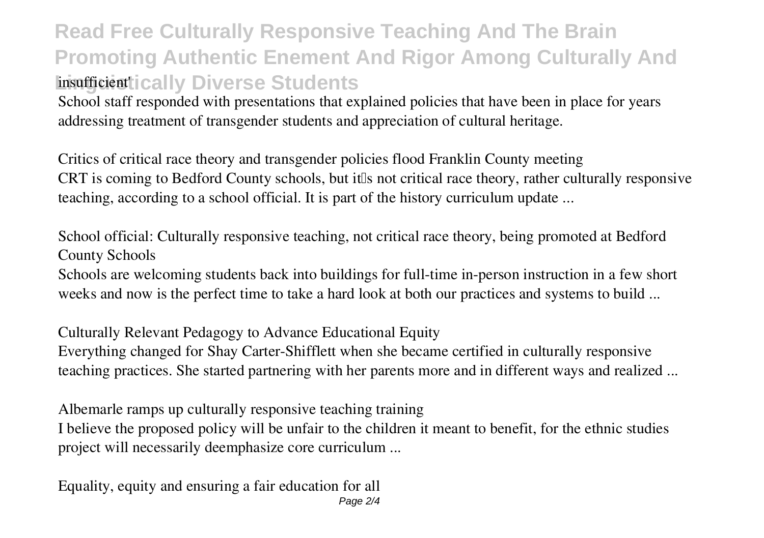Read Free Culturally Responsive Teaching And The Brain Promoting Authentic Enement And Rigor Among Culturally And Linguistically Diverse Students

insufficient'

School staff responded with presentations that explained policies that have been in place for years addressing treatment of transgender students and appreciation of cultural heritage.

*Critics of critical race theory and transgender policies flood Franklin County meeting*

CRT is coming to Bedford County schools, but it's not critical race theory, rather culturally responsive teaching, according to a school official. It is part of the history curriculum update ...

*School official: Culturally responsive teaching, not critical race theory, being promoted at Bedford County Schools*

Schools are welcoming students back into buildings for full-time in-person instruction in a few short weeks and now is the perfect time to take a hard look at both our practices and systems to build ...

*Culturally Relevant Pedagogy to Advance Educational Equity*

Everything changed for Shay Carter-Shifflett when she became certified in culturally responsive teaching practices. She started partnering with her parents more and in different ways and realized ...

*Albemarle ramps up culturally responsive teaching training*

I believe the proposed policy will be unfair to the children it meant to benefit, for the ethnic studies project will necessarily deemphasize core curriculum ...

*Equality, equity and ensuring a fair education for all*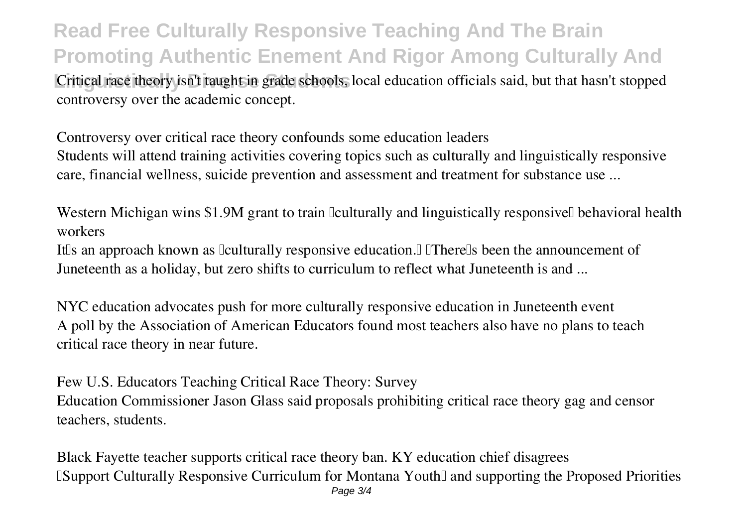Critical race theory isn't taught in grade schools, local education officials said, but that hasn't stopped controversy over the academic concept.

*Controversy over critical race theory confounds some education leaders*
Students will attend training activities covering topics such as culturally and linguistically responsive care, financial wellness, suicide prevention and assessment and treatment for substance use ...

*Western Michigan wins $1.9M grant to train "culturally and linguistically responsive" behavioral health workers*
It's an approach known as "culturally responsive education." "There's been the announcement of Juneteenth as a holiday, but zero shifts to curriculum to reflect what Juneteenth is and ...

*NYC education advocates push for more culturally responsive education in Juneteenth event*
A poll by the Association of American Educators found most teachers also have no plans to teach critical race theory in near future.

*Few U.S. Educators Teaching Critical Race Theory: Survey*
Education Commissioner Jason Glass said proposals prohibiting critical race theory gag and censor teachers, students.

*Black Fayette teacher supports critical race theory ban. KY education chief disagrees*
"Support Culturally Responsive Curriculum for Montana Youth" and supporting the Proposed Priorities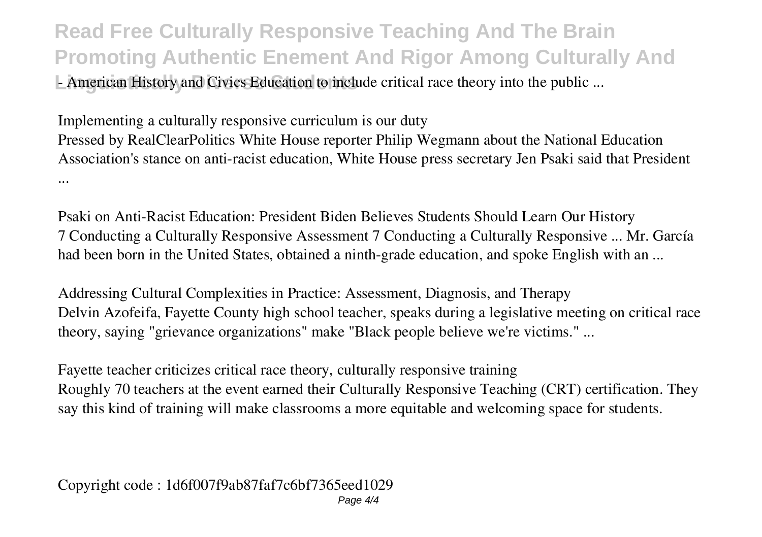- American History and Civics Education to include critical race theory into the public ...

Implementing a culturally responsive curriculum is our duty

Pressed by RealClearPolitics White House reporter Philip Wegmann about the National Education Association's stance on anti-racist education, White House press secretary Jen Psaki said that President ...

Psaki on Anti-Racist Education: President Biden Believes Students Should Learn Our History

7 Conducting a Culturally Responsive Assessment 7 Conducting a Culturally Responsive ... Mr. García had been born in the United States, obtained a ninth-grade education, and spoke English with an ...

Addressing Cultural Complexities in Practice: Assessment, Diagnosis, and Therapy

Delvin Azofeifa, Fayette County high school teacher, speaks during a legislative meeting on critical race theory, saying "grievance organizations" make "Black people believe we're victims." ...

Fayette teacher criticizes critical race theory, culturally responsive training

Roughly 70 teachers at the event earned their Culturally Responsive Teaching (CRT) certification. They say this kind of training will make classrooms a more equitable and welcoming space for students.

Copyright code : 1d6f007f9ab87faf7c6bf7365eed1029